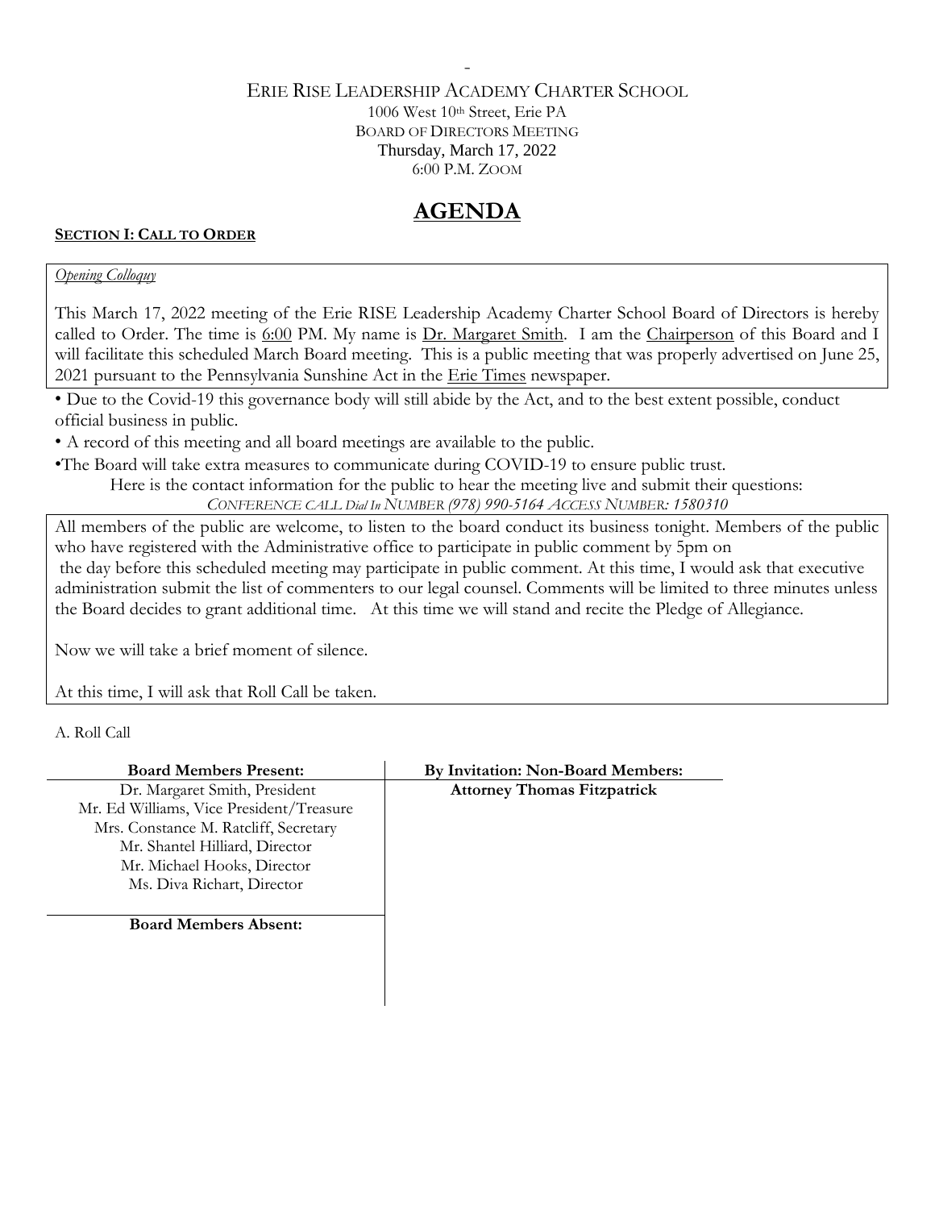ERIE RISE LEADERSHIP ACADEMY CHARTER SCHOOL

1006 West 10th Street, Erie PA

BOARD OF DIRECTORS MEETING

Thursday, March 17, 2022

6:00 P.M. ZOOM

# AGENDA

**SECTION I: CALL TO ORDER**

*Opening Colloquy*

This March 17, 2022 meeting of the Erie RISE Leadership Academy Charter School Board of Directors is hereby called to Order. The time is 6:00 PM. My name is Dr. Margaret Smith. I am the Chairperson of this Board and I will facilitate this scheduled March Board meeting. This is a public meeting that was properly advertised on June 25, 2021 pursuant to the Pennsylvania Sunshine Act in the Erie Times newspaper.

- Due to the Covid-19 this governance body will still abide by the Act, and to the best extent possible, conduct official business in public.
- A record of this meeting and all board meetings are available to the public.
- The Board will take extra measures to communicate during COVID-19 to ensure public trust.

Here is the contact information for the public to hear the meeting live and submit their questions:

*CONFERENCE CALL Dial In NUMBER (978) 990-5164 ACCESS NUMBER: 1580310*

All members of the public are welcome, to listen to the board conduct its business tonight. Members of the public who have registered with the Administrative office to participate in public comment by 5pm on the day before this scheduled meeting may participate in public comment. At this time, I would ask that executive administration submit the list of commenters to our legal counsel. Comments will be limited to three minutes unless the Board decides to grant additional time. At this time we will stand and recite the Pledge of Allegiance.

Now we will take a brief moment of silence.

At this time, I will ask that Roll Call be taken.

A. Roll Call

| Board Members Present: | By Invitation: Non-Board Members: |
|---|---|
| Dr. Margaret Smith, President | **Attorney Thomas Fitzpatrick** |
| Mr. Ed Williams, Vice President/Treasure | |
| Mrs. Constance M. Ratcliff, Secretary | |
| Mr. Shantel Hilliard, Director | |
| Mr. Michael Hooks, Director | |
| Ms. Diva Richart, Director | |
| **Board Members Absent:** | |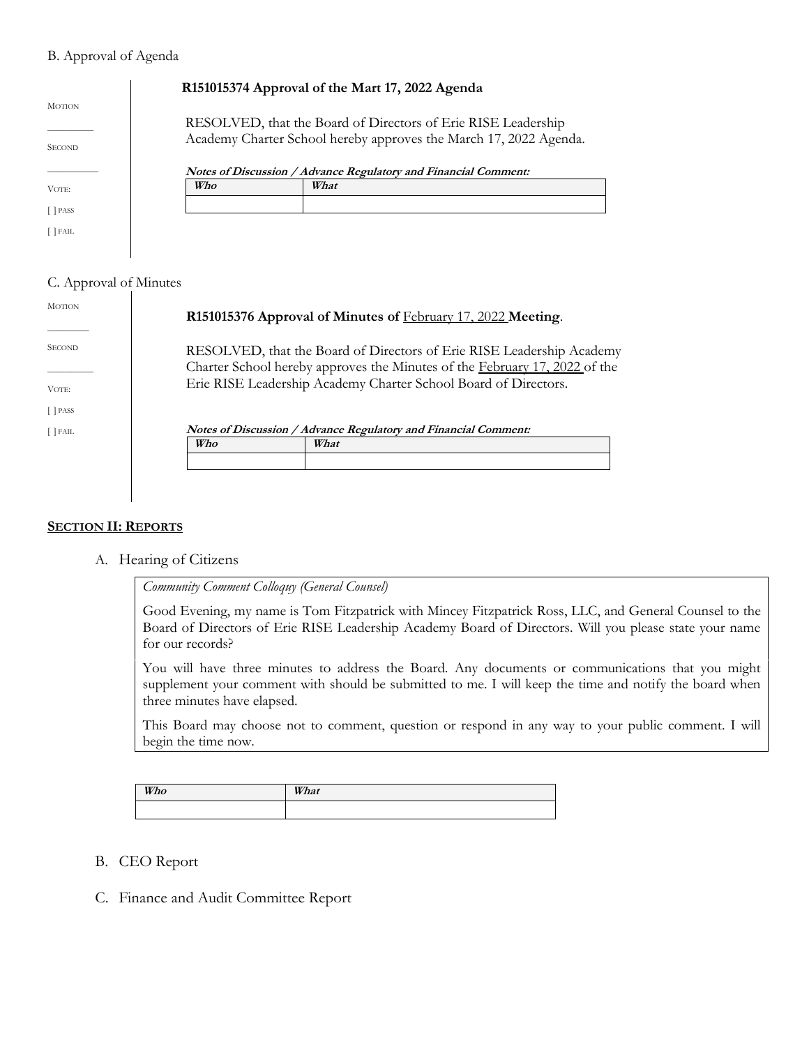B. Approval of Agenda

MOTION

________

SECOND

________

VOTE:

[ ] PASS

[ ] FAIL

**R151015374 Approval of the Mart 17, 2022 Agenda**

RESOLVED, that the Board of Directors of Erie RISE Leadership Academy Charter School hereby approves the March 17, 2022 Agenda.

***Notes of Discussion / Advance Regulatory and Financial Comment:***

| *Who* | *What* |
|---|---|
| | |

C. Approval of Minutes

MOTION

________

SECOND

________

VOTE:

[ ] PASS

[ ] FAIL

**R151015376 Approval of Minutes of** February 17, 2022 **Meeting**.

RESOLVED, that the Board of Directors of Erie RISE Leadership Academy Charter School hereby approves the Minutes of the February 17, 2022 of the Erie RISE Leadership Academy Charter School Board of Directors.

***Notes of Discussion / Advance Regulatory and Financial Comment:***

| *Who* | *What* |
|---|---|
| | |

**SECTION II: REPORTS**

A. Hearing of Citizens

*Community Comment Colloquy (General Counsel)*

Good Evening, my name is Tom Fitzpatrick with Mincey Fitzpatrick Ross, LLC, and General Counsel to the Board of Directors of Erie RISE Leadership Academy Board of Directors. Will you please state your name for our records?

You will have three minutes to address the Board. Any documents or communications that you might supplement your comment with should be submitted to me. I will keep the time and notify the board when three minutes have elapsed.

This Board may choose not to comment, question or respond in any way to your public comment. I will begin the time now.

| *Who* | *What* |
|---|---|
| | |

B. CEO Report

C. Finance and Audit Committee Report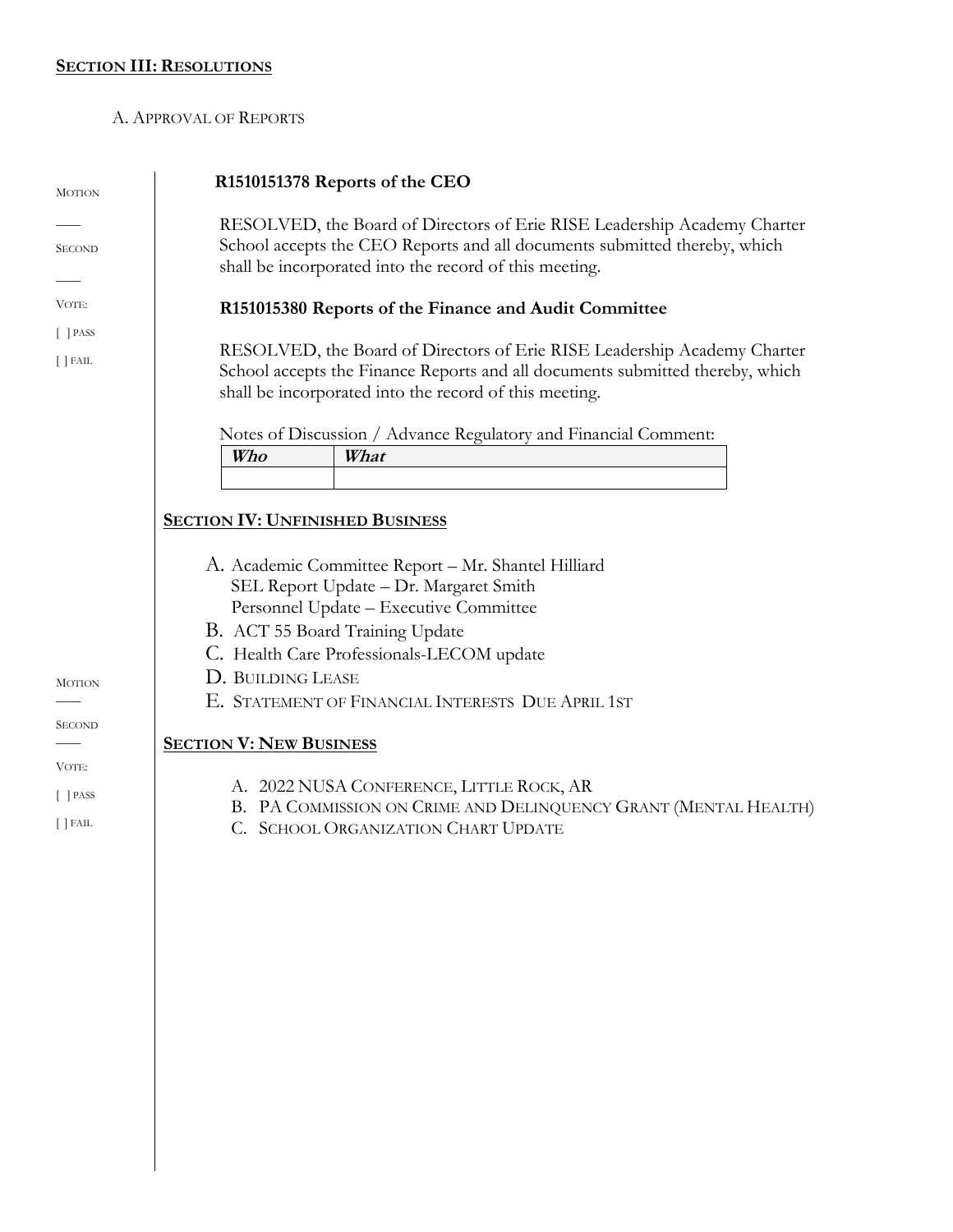## SECTION III: RESOLUTIONS

A. APPROVAL OF REPORTS

MOTION

___

SECOND

___

VOTE:

[ ] PASS

[ ] FAIL

**R1510151378 Reports of the CEO**

RESOLVED, the Board of Directors of Erie RISE Leadership Academy Charter School accepts the CEO Reports and all documents submitted thereby, which shall be incorporated into the record of this meeting.

**R151015380 Reports of the Finance and Audit Committee**

RESOLVED, the Board of Directors of Erie RISE Leadership Academy Charter School accepts the Finance Reports and all documents submitted thereby, which shall be incorporated into the record of this meeting.

Notes of Discussion / Advance Regulatory and Financial Comment:

| ***Who*** | ***What*** |
|---|---|
| | |

## SECTION IV: UNFINISHED BUSINESS

A. Academic Committee Report – Mr. Shantel Hilliard
   SEL Report Update – Dr. Margaret Smith
   Personnel Update – Executive Committee

B. ACT 55 Board Training Update

C. Health Care Professionals-LECOM update

D. BUILDING LEASE

E. STATEMENT OF FINANCIAL INTERESTS DUE APRIL 1ST

MOTION

___

SECOND

___

VOTE:

[ ] PASS

[ ] FAIL

## SECTION V: NEW BUSINESS

A. 2022 NUSA CONFERENCE, LITTLE ROCK, AR

B. PA COMMISSION ON CRIME AND DELINQUENCY GRANT (MENTAL HEALTH)

C. SCHOOL ORGANIZATION CHART UPDATE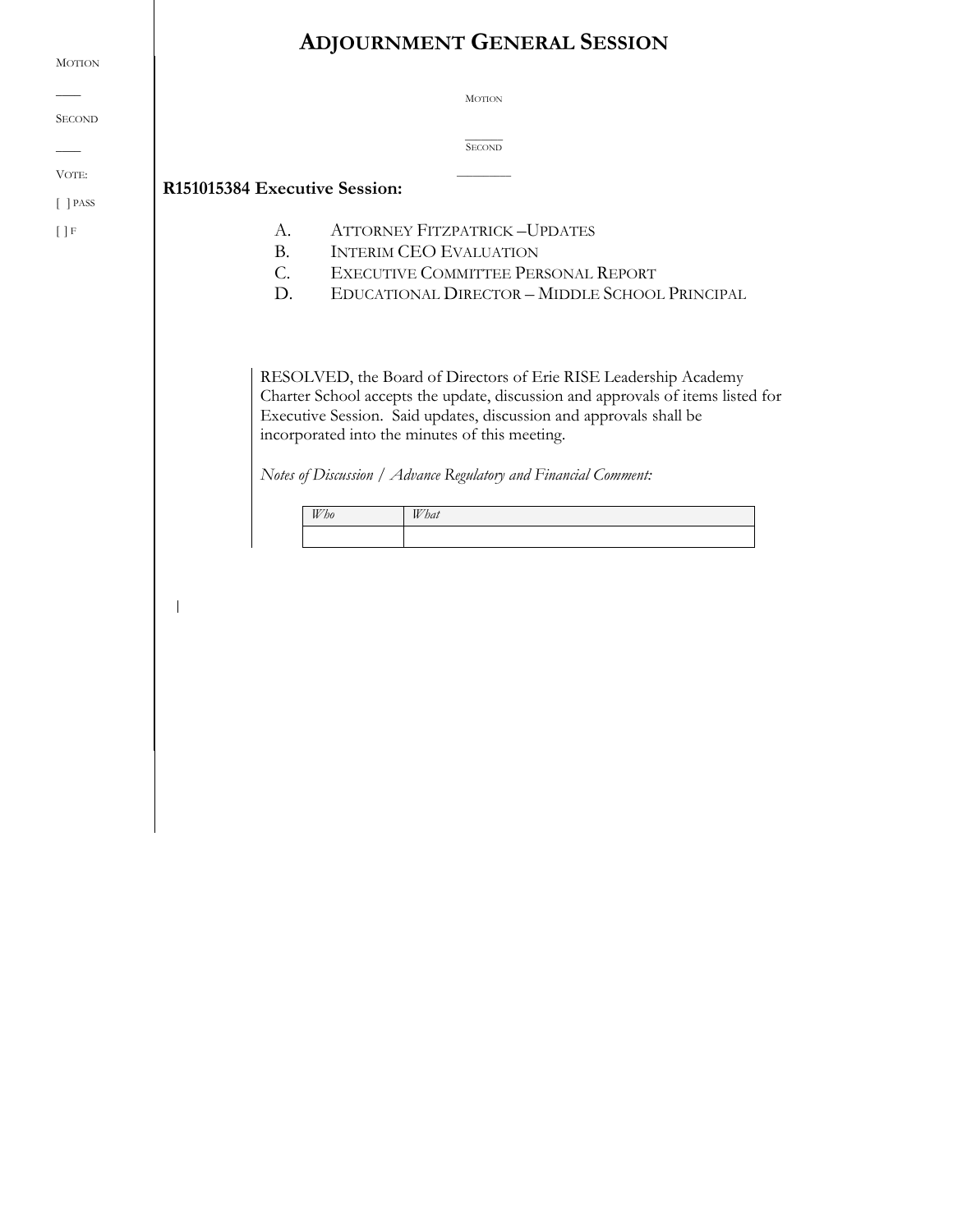MOTION

SECOND

VOTE:

[ ] PASS

[ ] F

# ADJOURNMENT GENERAL SESSION

MOTION

SECOND

**R151015384 Executive Session:**

A. ATTORNEY FITZPATRICK –UPDATES
B. INTERIM CEO EVALUATION
C. EXECUTIVE COMMITTEE PERSONAL REPORT
D. EDUCATIONAL DIRECTOR – MIDDLE SCHOOL PRINCIPAL

RESOLVED, the Board of Directors of Erie RISE Leadership Academy Charter School accepts the update, discussion and approvals of items listed for Executive Session. Said updates, discussion and approvals shall be incorporated into the minutes of this meeting.

*Notes of Discussion / Advance Regulatory and Financial Comment:*

| *Who* | *What* |
|---|---|
| | |